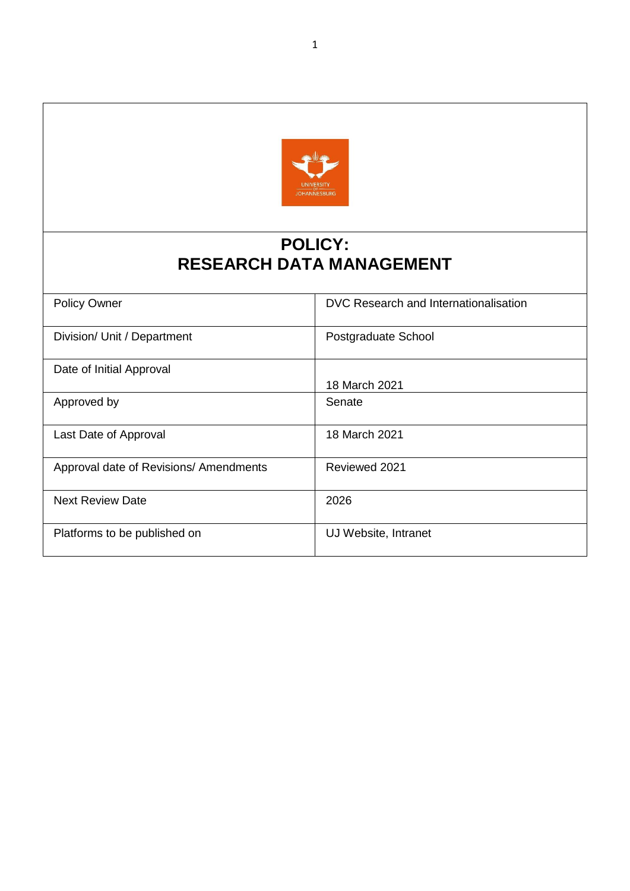# POLICY:
# RESEARCH DATA MANAGEMENT

| | |
|---|---|
| Policy Owner | DVC Research and Internationalisation |
| Division/ Unit / Department | Postgraduate School |
| Date of Initial Approval | 18 March 2021 |
| Approved by | Senate |
| Last Date of Approval | 18 March 2021 |
| Approval date of Revisions/ Amendments | Reviewed 2021 |
| Next Review Date | 2026 |
| Platforms to be published on | UJ Website, Intranet |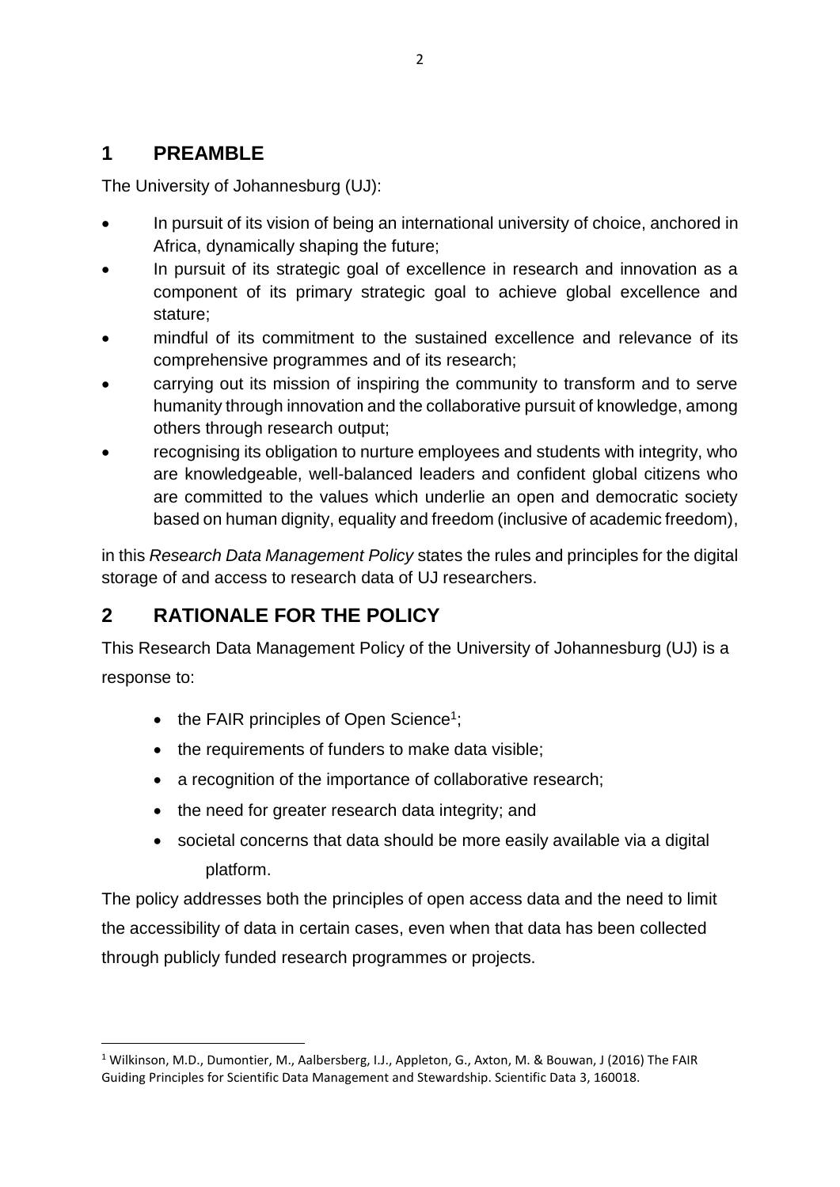## 1 PREAMBLE

The University of Johannesburg (UJ):

- In pursuit of its vision of being an international university of choice, anchored in Africa, dynamically shaping the future;
- In pursuit of its strategic goal of excellence in research and innovation as a component of its primary strategic goal to achieve global excellence and stature;
- mindful of its commitment to the sustained excellence and relevance of its comprehensive programmes and of its research;
- carrying out its mission of inspiring the community to transform and to serve humanity through innovation and the collaborative pursuit of knowledge, among others through research output;
- recognising its obligation to nurture employees and students with integrity, who are knowledgeable, well-balanced leaders and confident global citizens who are committed to the values which underlie an open and democratic society based on human dignity, equality and freedom (inclusive of academic freedom),

in this *Research Data Management Policy* states the rules and principles for the digital storage of and access to research data of UJ researchers.

## 2 RATIONALE FOR THE POLICY

This Research Data Management Policy of the University of Johannesburg (UJ) is a response to:

- the FAIR principles of Open Science[1];
- the requirements of funders to make data visible;
- a recognition of the importance of collaborative research;
- the need for greater research data integrity; and
- societal concerns that data should be more easily available via a digital platform.

The policy addresses both the principles of open access data and the need to limit the accessibility of data in certain cases, even when that data has been collected through publicly funded research programmes or projects.

[1] Wilkinson, M.D., Dumontier, M., Aalbersberg, I.J., Appleton, G., Axton, M. & Bouwan, J (2016) The FAIR Guiding Principles for Scientific Data Management and Stewardship. Scientific Data 3, 160018.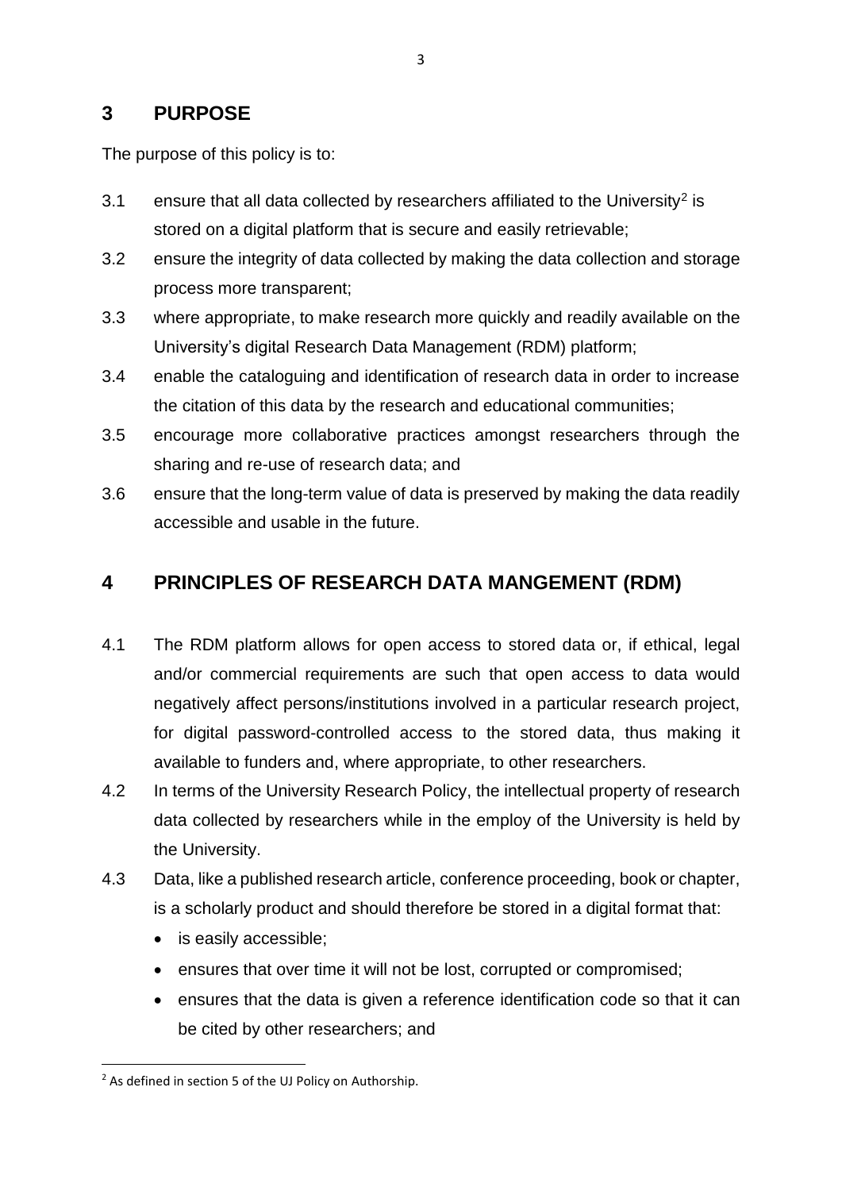## 3 PURPOSE

The purpose of this policy is to:

3.1 ensure that all data collected by researchers affiliated to the University[2] is stored on a digital platform that is secure and easily retrievable;

3.2 ensure the integrity of data collected by making the data collection and storage process more transparent;

3.3 where appropriate, to make research more quickly and readily available on the University's digital Research Data Management (RDM) platform;

3.4 enable the cataloguing and identification of research data in order to increase the citation of this data by the research and educational communities;

3.5 encourage more collaborative practices amongst researchers through the sharing and re-use of research data; and

3.6 ensure that the long-term value of data is preserved by making the data readily accessible and usable in the future.

## 4 PRINCIPLES OF RESEARCH DATA MANGEMENT (RDM)

4.1 The RDM platform allows for open access to stored data or, if ethical, legal and/or commercial requirements are such that open access to data would negatively affect persons/institutions involved in a particular research project, for digital password-controlled access to the stored data, thus making it available to funders and, where appropriate, to other researchers.

4.2 In terms of the University Research Policy, the intellectual property of research data collected by researchers while in the employ of the University is held by the University.

4.3 Data, like a published research article, conference proceeding, book or chapter, is a scholarly product and should therefore be stored in a digital format that:

- is easily accessible;
- ensures that over time it will not be lost, corrupted or compromised;
- ensures that the data is given a reference identification code so that it can be cited by other researchers; and

[2] As defined in section 5 of the UJ Policy on Authorship.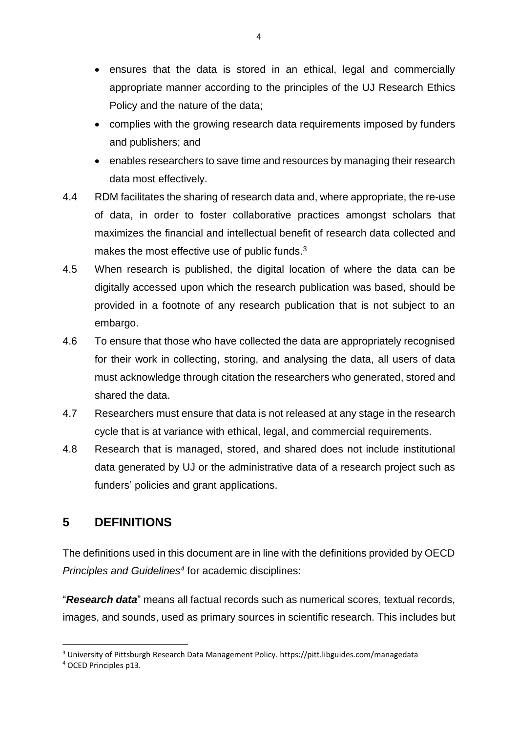- ensures that the data is stored in an ethical, legal and commercially appropriate manner according to the principles of the UJ Research Ethics Policy and the nature of the data;
- complies with the growing research data requirements imposed by funders and publishers; and
- enables researchers to save time and resources by managing their research data most effectively.

4.4 RDM facilitates the sharing of research data and, where appropriate, the re-use of data, in order to foster collaborative practices amongst scholars that maximizes the financial and intellectual benefit of research data collected and makes the most effective use of public funds.[3]

4.5 When research is published, the digital location of where the data can be digitally accessed upon which the research publication was based, should be provided in a footnote of any research publication that is not subject to an embargo.

4.6 To ensure that those who have collected the data are appropriately recognised for their work in collecting, storing, and analysing the data, all users of data must acknowledge through citation the researchers who generated, stored and shared the data.

4.7 Researchers must ensure that data is not released at any stage in the research cycle that is at variance with ethical, legal, and commercial requirements.

4.8 Research that is managed, stored, and shared does not include institutional data generated by UJ or the administrative data of a research project such as funders' policies and grant applications.

## 5 DEFINITIONS

The definitions used in this document are in line with the definitions provided by OECD *Principles and Guidelines*[4] for academic disciplines:

"***Research data***" means all factual records such as numerical scores, textual records, images, and sounds, used as primary sources in scientific research. This includes but

---

[3] University of Pittsburgh Research Data Management Policy. https://pitt.libguides.com/managedata

[4] OCED Principles p13.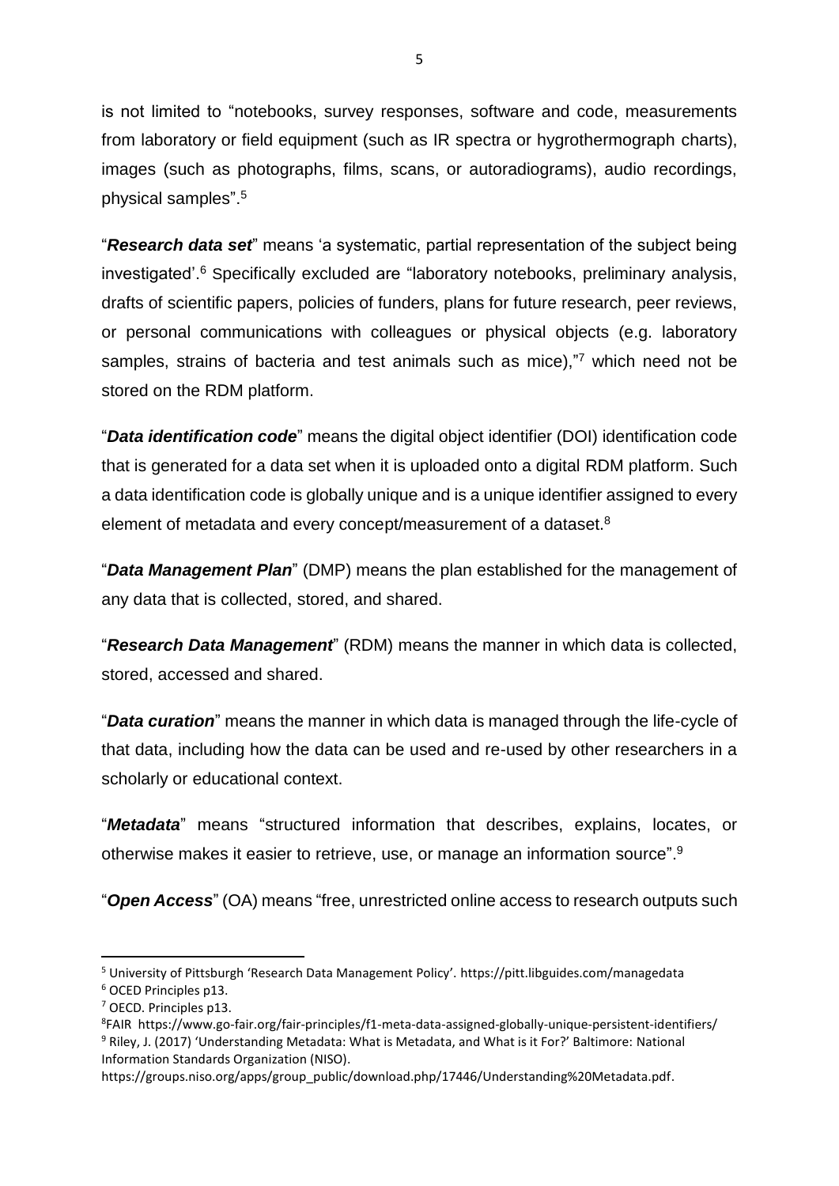is not limited to "notebooks, survey responses, software and code, measurements from laboratory or field equipment (such as IR spectra or hygrothermograph charts), images (such as photographs, films, scans, or autoradiograms), audio recordings, physical samples".[5]

"***Research data set***" means 'a systematic, partial representation of the subject being investigated'.[6] Specifically excluded are "laboratory notebooks, preliminary analysis, drafts of scientific papers, policies of funders, plans for future research, peer reviews, or personal communications with colleagues or physical objects (e.g. laboratory samples, strains of bacteria and test animals such as mice),"[7] which need not be stored on the RDM platform.

"***Data identification code***" means the digital object identifier (DOI) identification code that is generated for a data set when it is uploaded onto a digital RDM platform. Such a data identification code is globally unique and is a unique identifier assigned to every element of metadata and every concept/measurement of a dataset.[8]

"***Data Management Plan***" (DMP) means the plan established for the management of any data that is collected, stored, and shared.

"***Research Data Management***" (RDM) means the manner in which data is collected, stored, accessed and shared.

"***Data curation***" means the manner in which data is managed through the life-cycle of that data, including how the data can be used and re-used by other researchers in a scholarly or educational context.

"***Metadata***" means "structured information that describes, explains, locates, or otherwise makes it easier to retrieve, use, or manage an information source".[9]

"***Open Access***" (OA) means "free, unrestricted online access to research outputs such

---

[5] University of Pittsburgh 'Research Data Management Policy'. https://pitt.libguides.com/managedata

[6] OCED Principles p13.

[7] OECD. Principles p13.

[8] FAIR https://www.go-fair.org/fair-principles/f1-meta-data-assigned-globally-unique-persistent-identifiers/

[9] Riley, J. (2017) 'Understanding Metadata: What is Metadata, and What is it For?' Baltimore: National Information Standards Organization (NISO). https://groups.niso.org/apps/group_public/download.php/17446/Understanding%20Metadata.pdf.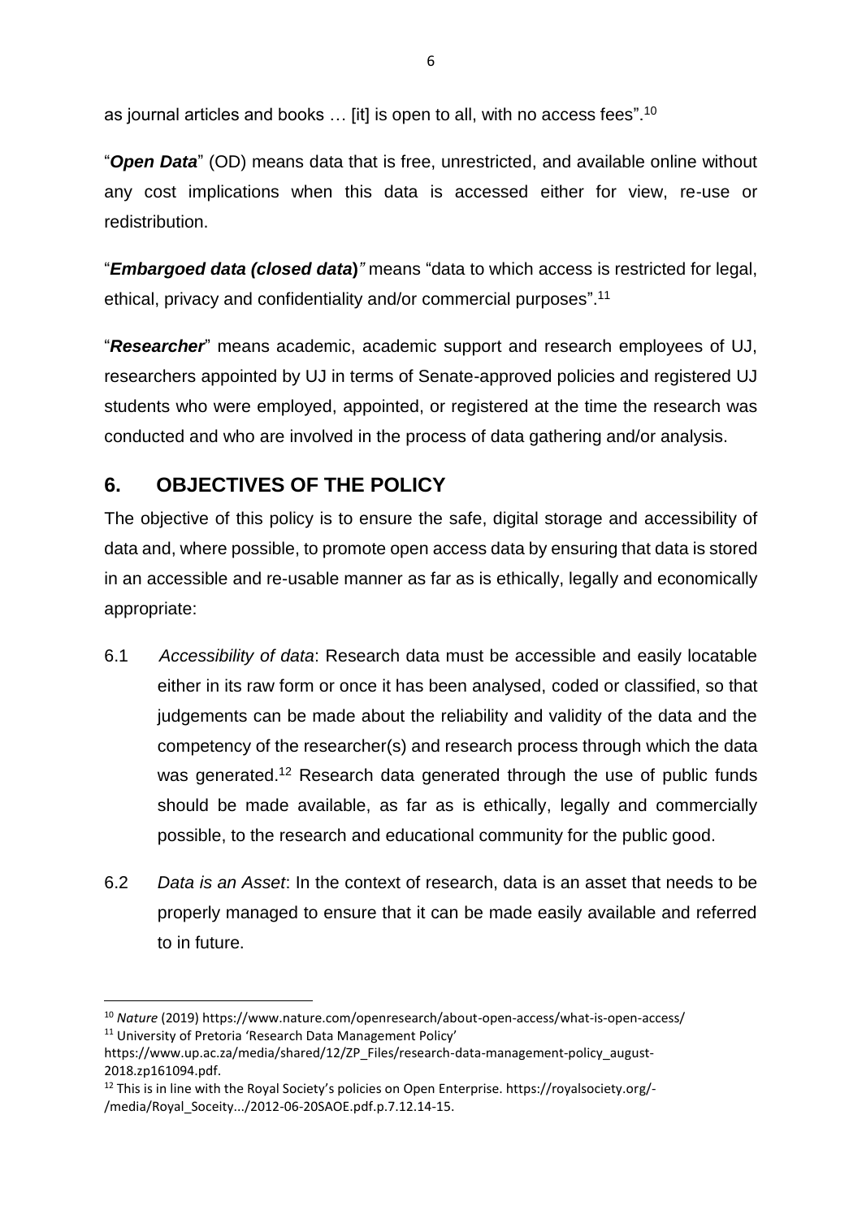as journal articles and books … [it] is open to all, with no access fees".[10]

"***Open Data***" (OD) means data that is free, unrestricted, and available online without any cost implications when this data is accessed either for view, re-use or redistribution.

"***Embargoed data (closed data)****"* means "data to which access is restricted for legal, ethical, privacy and confidentiality and/or commercial purposes".[11]

"***Researcher***" means academic, academic support and research employees of UJ, researchers appointed by UJ in terms of Senate-approved policies and registered UJ students who were employed, appointed, or registered at the time the research was conducted and who are involved in the process of data gathering and/or analysis.

## 6. OBJECTIVES OF THE POLICY

The objective of this policy is to ensure the safe, digital storage and accessibility of data and, where possible, to promote open access data by ensuring that data is stored in an accessible and re-usable manner as far as is ethically, legally and economically appropriate:

6.1 *Accessibility of data*: Research data must be accessible and easily locatable either in its raw form or once it has been analysed, coded or classified, so that judgements can be made about the reliability and validity of the data and the competency of the researcher(s) and research process through which the data was generated.[12] Research data generated through the use of public funds should be made available, as far as is ethically, legally and commercially possible, to the research and educational community for the public good.

6.2 *Data is an Asset*: In the context of research, data is an asset that needs to be properly managed to ensure that it can be made easily available and referred to in future.

---

[10] *Nature* (2019) https://www.nature.com/openresearch/about-open-access/what-is-open-access/

[11] University of Pretoria 'Research Data Management Policy' https://www.up.ac.za/media/shared/12/ZP_Files/research-data-management-policy_august-2018.zp161094.pdf.

[12] This is in line with the Royal Society's policies on Open Enterprise. https://royalsociety.org/-/media/Royal_Soceity.../2012-06-20SAOE.pdf.p.7.12.14-15.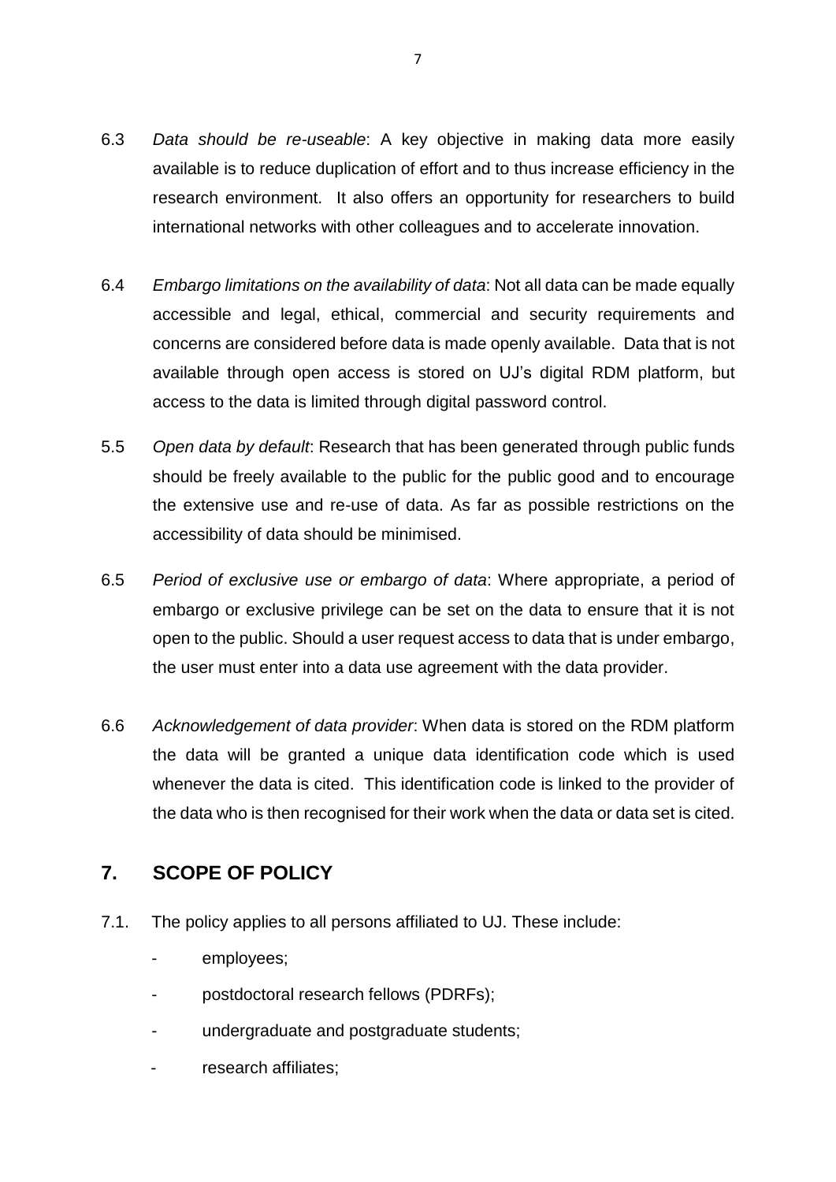6.3 *Data should be re-useable*: A key objective in making data more easily available is to reduce duplication of effort and to thus increase efficiency in the research environment. It also offers an opportunity for researchers to build international networks with other colleagues and to accelerate innovation.

6.4 *Embargo limitations on the availability of data*: Not all data can be made equally accessible and legal, ethical, commercial and security requirements and concerns are considered before data is made openly available. Data that is not available through open access is stored on UJ's digital RDM platform, but access to the data is limited through digital password control.

5.5 *Open data by default*: Research that has been generated through public funds should be freely available to the public for the public good and to encourage the extensive use and re-use of data. As far as possible restrictions on the accessibility of data should be minimised.

6.5 *Period of exclusive use or embargo of data*: Where appropriate, a period of embargo or exclusive privilege can be set on the data to ensure that it is not open to the public. Should a user request access to data that is under embargo, the user must enter into a data use agreement with the data provider.

6.6 *Acknowledgement of data provider*: When data is stored on the RDM platform the data will be granted a unique data identification code which is used whenever the data is cited. This identification code is linked to the provider of the data who is then recognised for their work when the data or data set is cited.

## 7. SCOPE OF POLICY

7.1. The policy applies to all persons affiliated to UJ. These include:

- employees;
- postdoctoral research fellows (PDRFs);
- undergraduate and postgraduate students;
- research affiliates;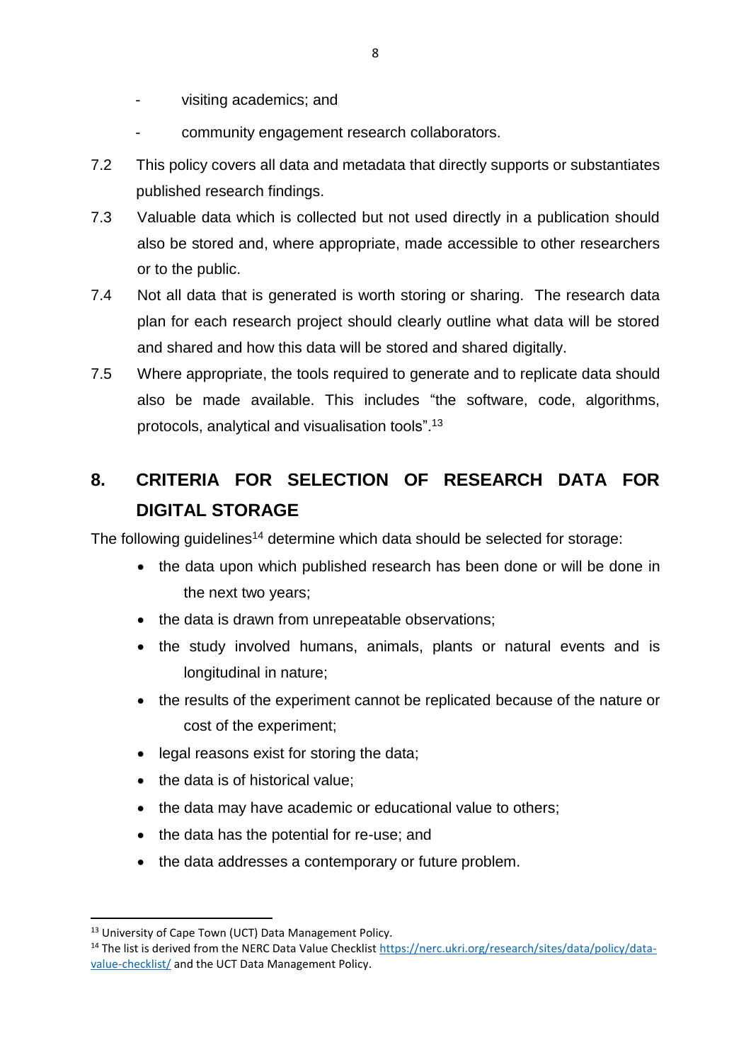- visiting academics; and
- community engagement research collaborators.

7.2 This policy covers all data and metadata that directly supports or substantiates published research findings.

7.3 Valuable data which is collected but not used directly in a publication should also be stored and, where appropriate, made accessible to other researchers or to the public.

7.4 Not all data that is generated is worth storing or sharing. The research data plan for each research project should clearly outline what data will be stored and shared and how this data will be stored and shared digitally.

7.5 Where appropriate, the tools required to generate and to replicate data should also be made available. This includes "the software, code, algorithms, protocols, analytical and visualisation tools".[13]

## 8. CRITERIA FOR SELECTION OF RESEARCH DATA FOR DIGITAL STORAGE

The following guidelines[14] determine which data should be selected for storage:

- the data upon which published research has been done or will be done in the next two years;
- the data is drawn from unrepeatable observations;
- the study involved humans, animals, plants or natural events and is longitudinal in nature;
- the results of the experiment cannot be replicated because of the nature or cost of the experiment;
- legal reasons exist for storing the data;
- the data is of historical value;
- the data may have academic or educational value to others;
- the data has the potential for re-use; and
- the data addresses a contemporary or future problem.

[13] University of Cape Town (UCT) Data Management Policy.

[14] The list is derived from the NERC Data Value Checklist https://nerc.ukri.org/research/sites/data/policy/data-value-checklist/ and the UCT Data Management Policy.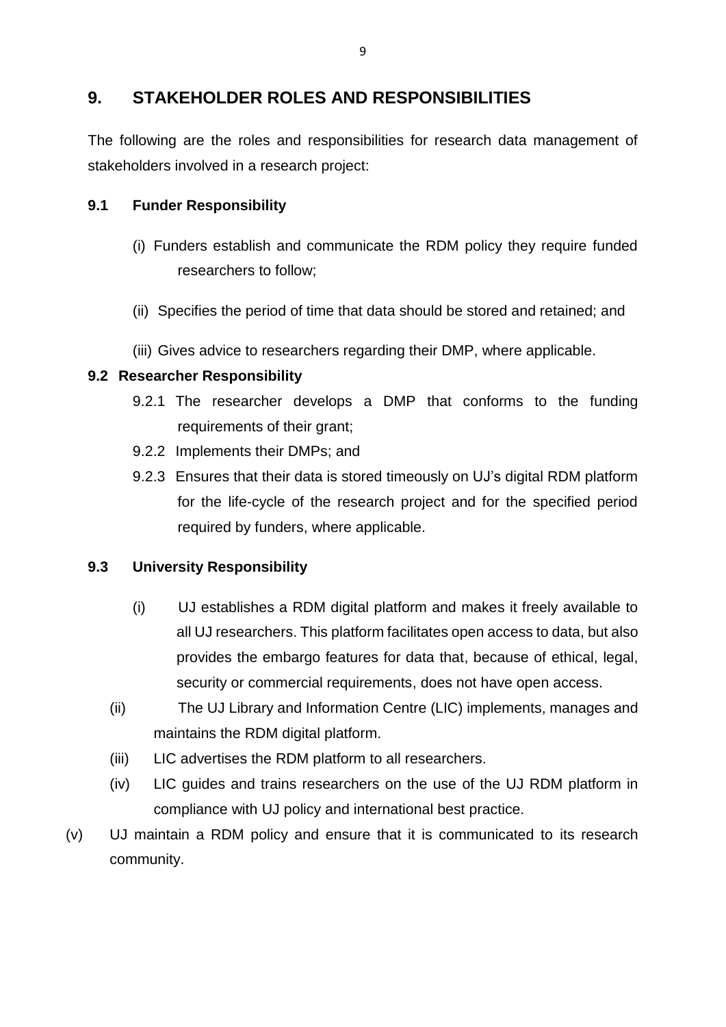## 9. STAKEHOLDER ROLES AND RESPONSIBILITIES

The following are the roles and responsibilities for research data management of stakeholders involved in a research project:

### 9.1 Funder Responsibility

(i) Funders establish and communicate the RDM policy they require funded researchers to follow;

(ii) Specifies the period of time that data should be stored and retained; and

(iii) Gives advice to researchers regarding their DMP, where applicable.

### 9.2 Researcher Responsibility

9.2.1 The researcher develops a DMP that conforms to the funding requirements of their grant;

9.2.2 Implements their DMPs; and

9.2.3 Ensures that their data is stored timeously on UJ's digital RDM platform for the life-cycle of the research project and for the specified period required by funders, where applicable.

### 9.3 University Responsibility

(i) UJ establishes a RDM digital platform and makes it freely available to all UJ researchers. This platform facilitates open access to data, but also provides the embargo features for data that, because of ethical, legal, security or commercial requirements, does not have open access.

(ii) The UJ Library and Information Centre (LIC) implements, manages and maintains the RDM digital platform.

(iii) LIC advertises the RDM platform to all researchers.

(iv) LIC guides and trains researchers on the use of the UJ RDM platform in compliance with UJ policy and international best practice.

(v) UJ maintain a RDM policy and ensure that it is communicated to its research community.